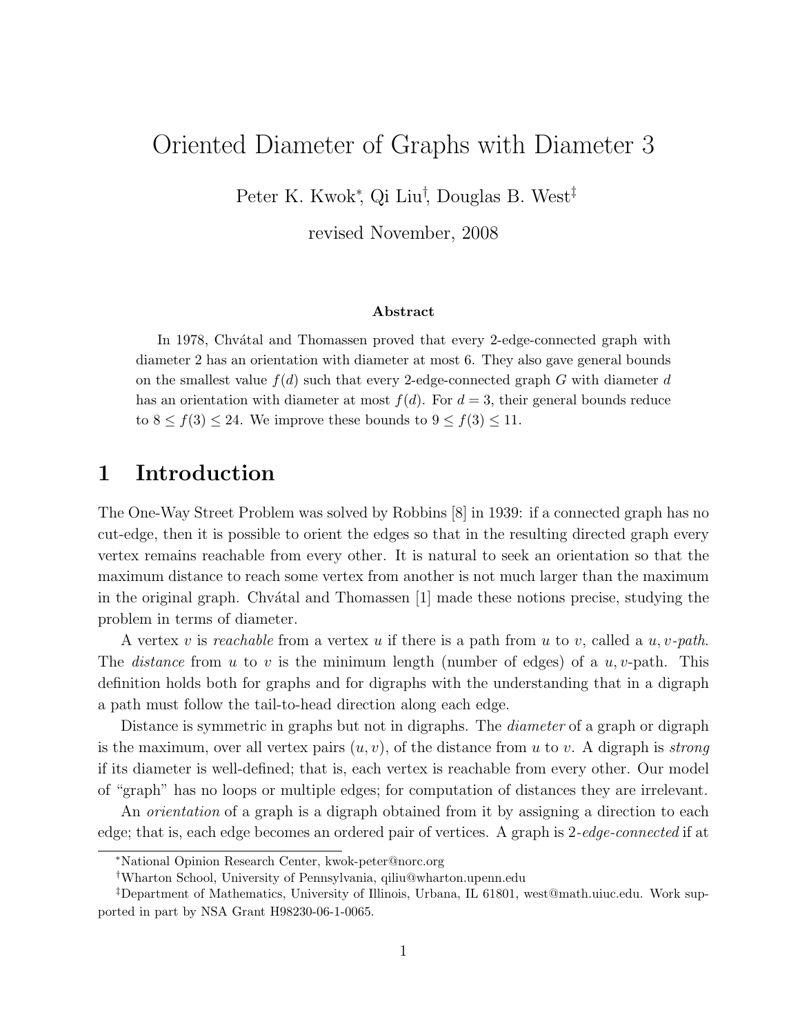# Oriented Diameter of Graphs with Diameter 3

Peter K. Kwok*, Qi Liu†, Douglas B. West‡

revised November, 2008

### Abstract

In 1978, Chvátal and Thomassen proved that every 2-edge-connected graph with diameter 2 has an orientation with diameter at most 6. They also gave general bounds on the smallest value $f(d)$ such that every 2-edge-connected graph $G$ with diameter $d$ has an orientation with diameter at most $f(d)$. For $d = 3$, their general bounds reduce to $8 \le f(3) \le 24$. We improve these bounds to $9 \le f(3) \le 11$.

## 1 Introduction

The One-Way Street Problem was solved by Robbins [8] in 1939: if a connected graph has no cut-edge, then it is possible to orient the edges so that in the resulting directed graph every vertex remains reachable from every other. It is natural to seek an orientation so that the maximum distance to reach some vertex from another is not much larger than the maximum in the original graph. Chvátal and Thomassen [1] made these notions precise, studying the problem in terms of diameter.

A vertex $v$ is *reachable* from a vertex $u$ if there is a path from $u$ to $v$, called a *$u,v$-path*. The *distance* from $u$ to $v$ is the minimum length (number of edges) of a $u,v$-path. This definition holds both for graphs and for digraphs with the understanding that in a digraph a path must follow the tail-to-head direction along each edge.

Distance is symmetric in graphs but not in digraphs. The *diameter* of a graph or digraph is the maximum, over all vertex pairs $(u, v)$, of the distance from $u$ to $v$. A digraph is *strong* if its diameter is well-defined; that is, each vertex is reachable from every other. Our model of "graph" has no loops or multiple edges; for computation of distances they are irrelevant.

An *orientation* of a graph is a digraph obtained from it by assigning a direction to each edge; that is, each edge becomes an ordered pair of vertices. A graph is *2-edge-connected* if at

---

*National Opinion Research Center, kwok-peter@norc.org

†Wharton School, University of Pennsylvania, qiliu@wharton.upenn.edu

‡Department of Mathematics, University of Illinois, Urbana, IL 61801, west@math.uiuc.edu. Work supported in part by NSA Grant H98230-06-1-0065.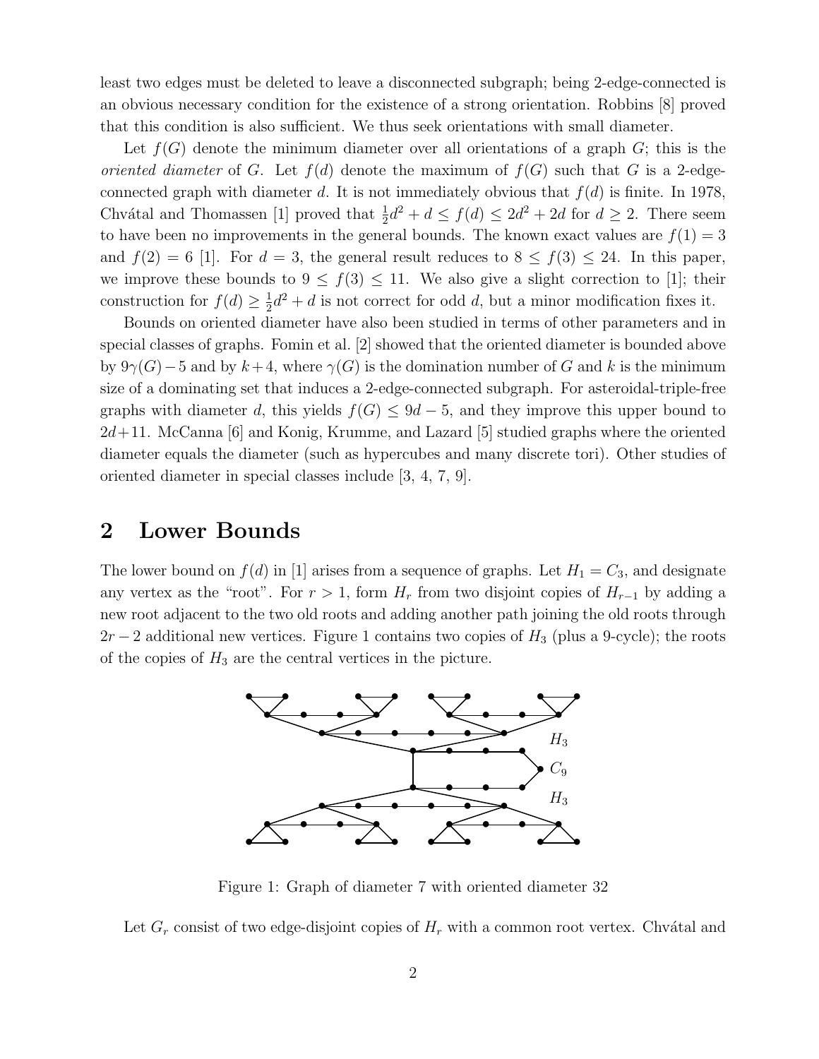least two edges must be deleted to leave a disconnected subgraph; being 2-edge-connected is an obvious necessary condition for the existence of a strong orientation. Robbins [8] proved that this condition is also sufficient. We thus seek orientations with small diameter.

Let $f(G)$ denote the minimum diameter over all orientations of a graph $G$; this is the *oriented diameter* of $G$. Let $f(d)$ denote the maximum of $f(G)$ such that $G$ is a 2-edge-connected graph with diameter $d$. It is not immediately obvious that $f(d)$ is finite. In 1978, Chvátal and Thomassen [1] proved that $\frac{1}{2}d^2 + d \leq f(d) \leq 2d^2 + 2d$ for $d \geq 2$. There seem to have been no improvements in the general bounds. The known exact values are $f(1) = 3$ and $f(2) = 6$ [1]. For $d = 3$, the general result reduces to $8 \leq f(3) \leq 24$. In this paper, we improve these bounds to $9 \leq f(3) \leq 11$. We also give a slight correction to [1]; their construction for $f(d) \geq \frac{1}{2}d^2 + d$ is not correct for odd $d$, but a minor modification fixes it.

Bounds on oriented diameter have also been studied in terms of other parameters and in special classes of graphs. Fomin et al. [2] showed that the oriented diameter is bounded above by $9\gamma(G) - 5$ and by $k + 4$, where $\gamma(G)$ is the domination number of $G$ and $k$ is the minimum size of a dominating set that induces a 2-edge-connected subgraph. For asteroidal-triple-free graphs with diameter $d$, this yields $f(G) \leq 9d - 5$, and they improve this upper bound to $2d + 11$. McCanna [6] and Konig, Krumme, and Lazard [5] studied graphs where the oriented diameter equals the diameter (such as hypercubes and many discrete tori). Other studies of oriented diameter in special classes include [3, 4, 7, 9].

## 2 Lower Bounds

The lower bound on $f(d)$ in [1] arises from a sequence of graphs. Let $H_1 = C_3$, and designate any vertex as the "root". For $r > 1$, form $H_r$ from two disjoint copies of $H_{r-1}$ by adding a new root adjacent to the two old roots and adding another path joining the old roots through $2r - 2$ additional new vertices. Figure 1 contains two copies of $H_3$ (plus a 9-cycle); the roots of the copies of $H_3$ are the central vertices in the picture.

Figure 1: Graph of diameter 7 with oriented diameter 32

Let $G_r$ consist of two edge-disjoint copies of $H_r$ with a common root vertex. Chvátal and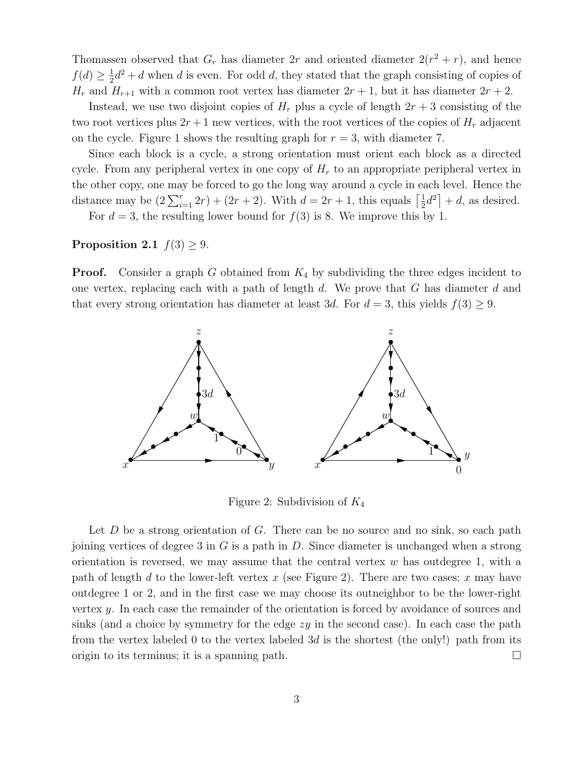Thomassen observed that $G_r$ has diameter $2r$ and oriented diameter $2(r^2 + r)$, and hence $f(d) \geq \frac{1}{2}d^2 + d$ when $d$ is even. For odd $d$, they stated that the graph consisting of copies of $H_r$ and $H_{r+1}$ with a common root vertex has diameter $2r + 1$, but it has diameter $2r + 2$.

Instead, we use two disjoint copies of $H_r$ plus a cycle of length $2r + 3$ consisting of the two root vertices plus $2r + 1$ new vertices, with the root vertices of the copies of $H_r$ adjacent on the cycle. Figure 1 shows the resulting graph for $r = 3$, with diameter 7.

Since each block is a cycle, a strong orientation must orient each block as a directed cycle. From any peripheral vertex in one copy of $H_r$ to an appropriate peripheral vertex in the other copy, one may be forced to go the long way around a cycle in each level. Hence the distance may be $(2\sum_{i=1}^{r} 2r) + (2r + 2)$. With $d = 2r + 1$, this equals $\left\lceil \frac{1}{2}d^2 \right\rceil + d$, as desired.

For $d = 3$, the resulting lower bound for $f(3)$ is 8. We improve this by 1.

**Proposition 2.1** *$f(3) \geq 9$.*

**Proof.** Consider a graph $G$ obtained from $K_4$ by subdividing the three edges incident to one vertex, replacing each with a path of length $d$. We prove that $G$ has diameter $d$ and that every strong orientation has diameter at least $3d$. For $d = 3$, this yields $f(3) \geq 9$.

Figure 2: Subdivision of $K_4$

Let $D$ be a strong orientation of $G$. There can be no source and no sink, so each path joining vertices of degree 3 in $G$ is a path in $D$. Since diameter is unchanged when a strong orientation is reversed, we may assume that the central vertex $w$ has outdegree 1, with a path of length $d$ to the lower-left vertex $x$ (see Figure 2). There are two cases; $x$ may have outdegree 1 or 2, and in the first case we may choose its outneighbor to be the lower-right vertex $y$. In each case the remainder of the orientation is forced by avoidance of sources and sinks (and a choice by symmetry for the edge $zy$ in the second case). In each case the path from the vertex labeled 0 to the vertex labeled $3d$ is the shortest (the only!) path from its origin to its terminus; it is a spanning path. $\square$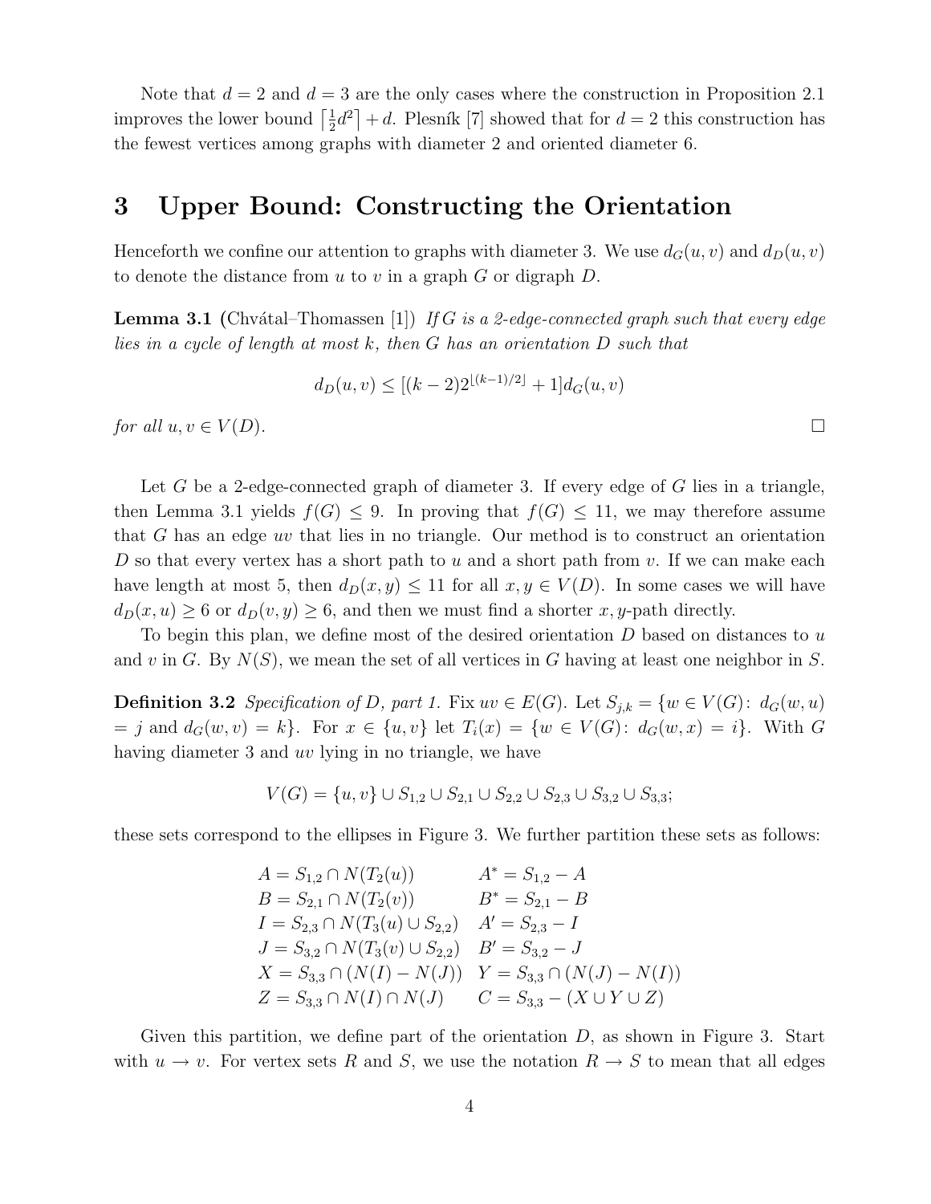Note that $d = 2$ and $d = 3$ are the only cases where the construction in Proposition 2.1 improves the lower bound $\lceil \frac{1}{2}d^2 \rceil + d$. Plesník [7] showed that for $d = 2$ this construction has the fewest vertices among graphs with diameter 2 and oriented diameter 6.

# 3 Upper Bound: Constructing the Orientation

Henceforth we confine our attention to graphs with diameter 3. We use $d_G(u, v)$ and $d_D(u, v)$ to denote the distance from $u$ to $v$ in a graph $G$ or digraph $D$.

**Lemma 3.1** (Chvátal–Thomassen [1]) *If $G$ is a 2-edge-connected graph such that every edge lies in a cycle of length at most $k$, then $G$ has an orientation $D$ such that*

$$d_D(u, v) \leq [(k-2)2^{\lfloor (k-1)/2 \rfloor} + 1] d_G(u, v)$$

*for all $u, v \in V(D)$.* □

Let $G$ be a 2-edge-connected graph of diameter 3. If every edge of $G$ lies in a triangle, then Lemma 3.1 yields $f(G) \leq 9$. In proving that $f(G) \leq 11$, we may therefore assume that $G$ has an edge $uv$ that lies in no triangle. Our method is to construct an orientation $D$ so that every vertex has a short path to $u$ and a short path from $v$. If we can make each have length at most 5, then $d_D(x, y) \leq 11$ for all $x, y \in V(D)$. In some cases we will have $d_D(x, u) \geq 6$ or $d_D(v, y) \geq 6$, and then we must find a shorter $x, y$-path directly.

To begin this plan, we define most of the desired orientation $D$ based on distances to $u$ and $v$ in $G$. By $N(S)$, we mean the set of all vertices in $G$ having at least one neighbor in $S$.

**Definition 3.2** *Specification of $D$, part 1.* Fix $uv \in E(G)$. Let $S_{j,k} = \{w \in V(G)\colon d_G(w, u) = j \text{ and } d_G(w, v) = k\}$. For $x \in \{u, v\}$ let $T_i(x) = \{w \in V(G)\colon d_G(w, x) = i\}$. With $G$ having diameter 3 and $uv$ lying in no triangle, we have

$$V(G) = \{u, v\} \cup S_{1,2} \cup S_{2,1} \cup S_{2,2} \cup S_{2,3} \cup S_{3,2} \cup S_{3,3};$$

these sets correspond to the ellipses in Figure 3. We further partition these sets as follows:

$$\begin{array}{ll} A = S_{1,2} \cap N(T_2(u)) & A^* = S_{1,2} - A \\ B = S_{2,1} \cap N(T_2(v)) & B^* = S_{2,1} - B \\ I = S_{2,3} \cap N(T_3(u) \cup S_{2,2}) & A' = S_{2,3} - I \\ J = S_{3,2} \cap N(T_3(v) \cup S_{2,2}) & B' = S_{3,2} - J \\ X = S_{3,3} \cap (N(I) - N(J)) & Y = S_{3,3} \cap (N(J) - N(I)) \\ Z = S_{3,3} \cap N(I) \cap N(J) & C = S_{3,3} - (X \cup Y \cup Z) \end{array}$$

Given this partition, we define part of the orientation $D$, as shown in Figure 3. Start with $u \to v$. For vertex sets $R$ and $S$, we use the notation $R \to S$ to mean that all edges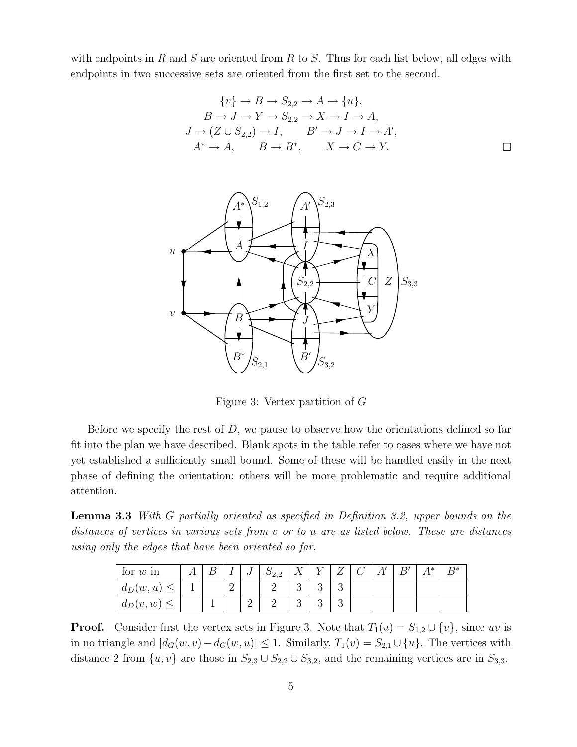with endpoints in $R$ and $S$ are oriented from $R$ to $S$. Thus for each list below, all edges with endpoints in two successive sets are oriented from the first set to the second.

$$\{v\} \to B \to S_{2,2} \to A \to \{u\},$$
$$B \to J \to Y \to S_{2,2} \to X \to I \to A,$$
$$J \to (Z \cup S_{2,2}) \to I, \qquad B' \to J \to I \to A',$$
$$A^* \to A, \qquad B \to B^*, \qquad X \to C \to Y.$$

□

Figure 3: Vertex partition of $G$

Before we specify the rest of $D$, we pause to observe how the orientations defined so far fit into the plan we have described. Blank spots in the table refer to cases where we have not yet established a sufficiently small bound. Some of these will be handled easily in the next phase of defining the orientation; others will be more problematic and require additional attention.

**Lemma 3.3** *With $G$ partially oriented as specified in Definition 3.2, upper bounds on the distances of vertices in various sets from $v$ or to $u$ are as listed below. These are distances using only the edges that have been oriented so far.*

| for $w$ in | $A$ | $B$ | $I$ | $J$ | $S_{2,2}$ | $X$ | $Y$ | $Z$ | $C$ | $A'$ | $B'$ | $A^*$ | $B^*$ |
|---|---|---|---|---|---|---|---|---|---|---|---|---|---|
| $d_D(w,u) \leq$ | 1 | | 2 | | 2 | 3 | 3 | 3 | | | | | |
| $d_D(v,w) \leq$ | | 1 | | 2 | 2 | 3 | 3 | 3 | | | | | |

**Proof.** Consider first the vertex sets in Figure 3. Note that $T_1(u) = S_{1,2} \cup \{v\}$, since $uv$ is in no triangle and $|d_G(w,v) - d_G(w,u)| \leq 1$. Similarly, $T_1(v) = S_{2,1} \cup \{u\}$. The vertices with distance 2 from $\{u,v\}$ are those in $S_{2,3} \cup S_{2,2} \cup S_{3,2}$, and the remaining vertices are in $S_{3,3}$.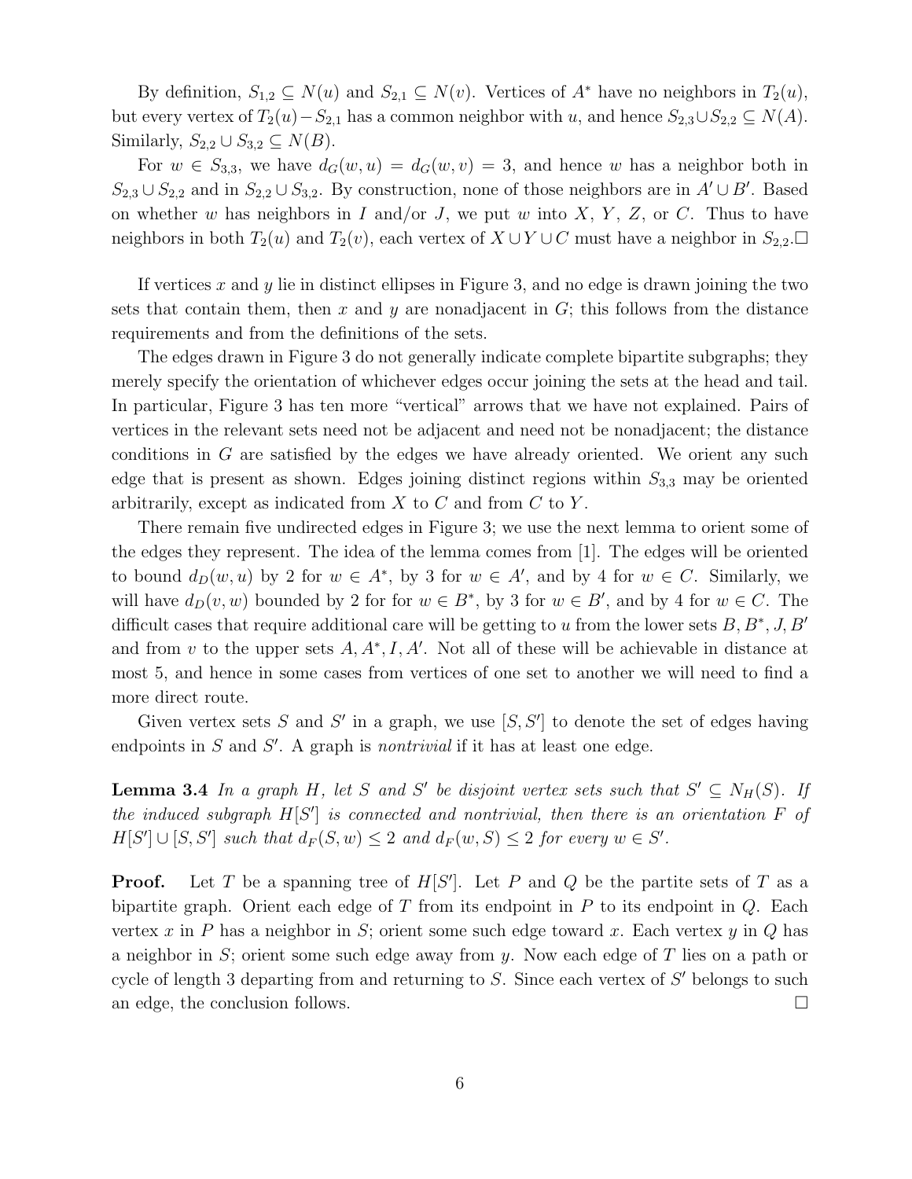By definition, $S_{1,2} \subseteq N(u)$ and $S_{2,1} \subseteq N(v)$. Vertices of $A^*$ have no neighbors in $T_2(u)$, but every vertex of $T_2(u) - S_{2,1}$ has a common neighbor with $u$, and hence $S_{2,3} \cup S_{2,2} \subseteq N(A)$. Similarly, $S_{2,2} \cup S_{3,2} \subseteq N(B)$.

For $w \in S_{3,3}$, we have $d_G(w,u) = d_G(w,v) = 3$, and hence $w$ has a neighbor both in $S_{2,3} \cup S_{2,2}$ and in $S_{2,2} \cup S_{3,2}$. By construction, none of those neighbors are in $A' \cup B'$. Based on whether $w$ has neighbors in $I$ and/or $J$, we put $w$ into $X$, $Y$, $Z$, or $C$. Thus to have neighbors in both $T_2(u)$ and $T_2(v)$, each vertex of $X \cup Y \cup C$ must have a neighbor in $S_{2,2}$.□

If vertices $x$ and $y$ lie in distinct ellipses in Figure 3, and no edge is drawn joining the two sets that contain them, then $x$ and $y$ are nonadjacent in $G$; this follows from the distance requirements and from the definitions of the sets.

The edges drawn in Figure 3 do not generally indicate complete bipartite subgraphs; they merely specify the orientation of whichever edges occur joining the sets at the head and tail. In particular, Figure 3 has ten more "vertical" arrows that we have not explained. Pairs of vertices in the relevant sets need not be adjacent and need not be nonadjacent; the distance conditions in $G$ are satisfied by the edges we have already oriented. We orient any such edge that is present as shown. Edges joining distinct regions within $S_{3,3}$ may be oriented arbitrarily, except as indicated from $X$ to $C$ and from $C$ to $Y$.

There remain five undirected edges in Figure 3; we use the next lemma to orient some of the edges they represent. The idea of the lemma comes from [1]. The edges will be oriented to bound $d_D(w,u)$ by 2 for $w \in A^*$, by 3 for $w \in A'$, and by 4 for $w \in C$. Similarly, we will have $d_D(v,w)$ bounded by 2 for for $w \in B^*$, by 3 for $w \in B'$, and by 4 for $w \in C$. The difficult cases that require additional care will be getting to $u$ from the lower sets $B, B^*, J, B'$ and from $v$ to the upper sets $A, A^*, I, A'$. Not all of these will be achievable in distance at most 5, and hence in some cases from vertices of one set to another we will need to find a more direct route.

Given vertex sets $S$ and $S'$ in a graph, we use $[S, S']$ to denote the set of edges having endpoints in $S$ and $S'$. A graph is *nontrivial* if it has at least one edge.

**Lemma 3.4** *In a graph $H$, let $S$ and $S'$ be disjoint vertex sets such that $S' \subseteq N_H(S)$. If the induced subgraph $H[S']$ is connected and nontrivial, then there is an orientation $F$ of $H[S'] \cup [S, S']$ such that $d_F(S, w) \le 2$ and $d_F(w, S) \le 2$ for every $w \in S'$.*

**Proof.** Let $T$ be a spanning tree of $H[S']$. Let $P$ and $Q$ be the partite sets of $T$ as a bipartite graph. Orient each edge of $T$ from its endpoint in $P$ to its endpoint in $Q$. Each vertex $x$ in $P$ has a neighbor in $S$; orient some such edge toward $x$. Each vertex $y$ in $Q$ has a neighbor in $S$; orient some such edge away from $y$. Now each edge of $T$ lies on a path or cycle of length 3 departing from and returning to $S$. Since each vertex of $S'$ belongs to such an edge, the conclusion follows. □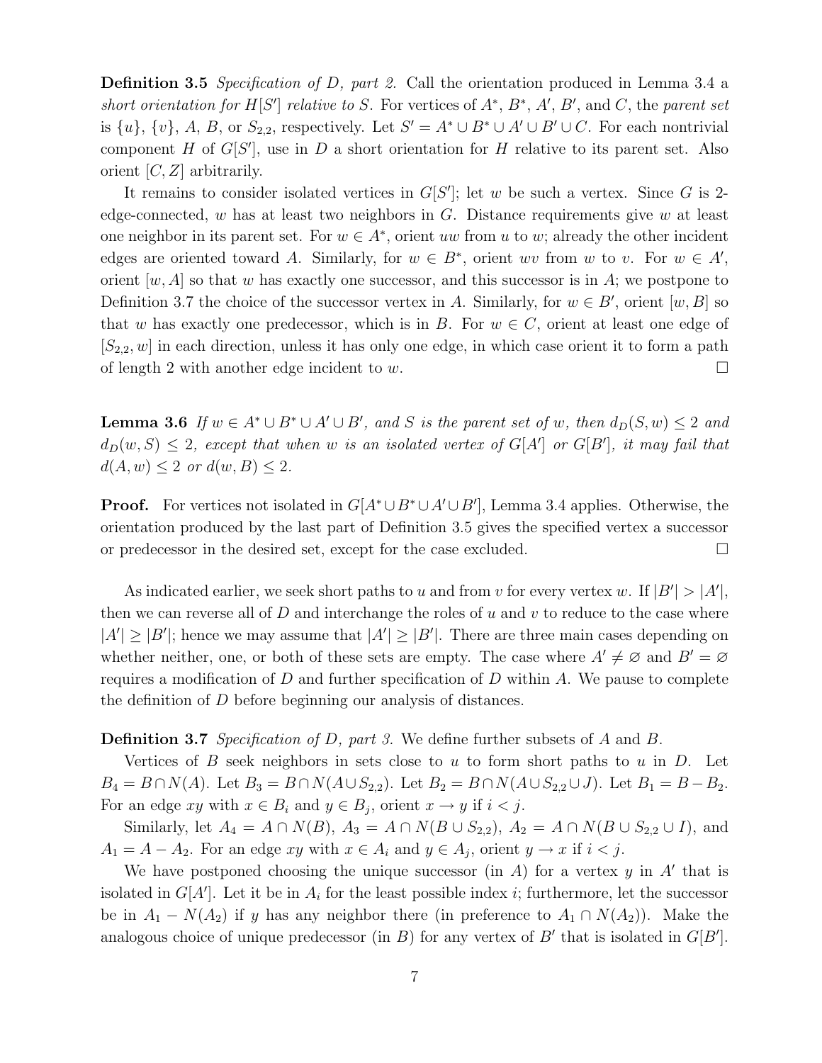**Definition 3.5** *Specification of D, part 2.* Call the orientation produced in Lemma 3.4 a *short orientation for $H[S']$ relative to $S$*. For vertices of $A^*$, $B^*$, $A'$, $B'$, and $C$, the *parent set* is $\{u\}$, $\{v\}$, $A$, $B$, or $S_{2,2}$, respectively. Let $S' = A^* \cup B^* \cup A' \cup B' \cup C$. For each nontrivial component $H$ of $G[S']$, use in $D$ a short orientation for $H$ relative to its parent set. Also orient $[C, Z]$ arbitrarily.

It remains to consider isolated vertices in $G[S']$; let $w$ be such a vertex. Since $G$ is 2-edge-connected, $w$ has at least two neighbors in $G$. Distance requirements give $w$ at least one neighbor in its parent set. For $w \in A^*$, orient $uw$ from $u$ to $w$; already the other incident edges are oriented toward $A$. Similarly, for $w \in B^*$, orient $wv$ from $w$ to $v$. For $w \in A'$, orient $[w, A]$ so that $w$ has exactly one successor, and this successor is in $A$; we postpone to Definition 3.7 the choice of the successor vertex in $A$. Similarly, for $w \in B'$, orient $[w, B]$ so that $w$ has exactly one predecessor, which is in $B$. For $w \in C$, orient at least one edge of $[S_{2,2}, w]$ in each direction, unless it has only one edge, in which case orient it to form a path of length 2 with another edge incident to $w$. □

**Lemma 3.6** *If $w \in A^* \cup B^* \cup A' \cup B'$, and $S$ is the parent set of $w$, then $d_D(S, w) \leq 2$ and $d_D(w, S) \leq 2$, except that when $w$ is an isolated vertex of $G[A']$ or $G[B']$, it may fail that $d(A, w) \leq 2$ or $d(w, B) \leq 2$.*

**Proof.** For vertices not isolated in $G[A^* \cup B^* \cup A' \cup B']$, Lemma 3.4 applies. Otherwise, the orientation produced by the last part of Definition 3.5 gives the specified vertex a successor or predecessor in the desired set, except for the case excluded. □

As indicated earlier, we seek short paths to $u$ and from $v$ for every vertex $w$. If $|B'| > |A'|$, then we can reverse all of $D$ and interchange the roles of $u$ and $v$ to reduce to the case where $|A'| \geq |B'|$; hence we may assume that $|A'| \geq |B'|$. There are three main cases depending on whether neither, one, or both of these sets are empty. The case where $A' \neq \varnothing$ and $B' = \varnothing$ requires a modification of $D$ and further specification of $D$ within $A$. We pause to complete the definition of $D$ before beginning our analysis of distances.

**Definition 3.7** *Specification of D, part 3.* We define further subsets of $A$ and $B$.

Vertices of $B$ seek neighbors in sets close to $u$ to form short paths to $u$ in $D$. Let $B_4 = B \cap N(A)$. Let $B_3 = B \cap N(A \cup S_{2,2})$. Let $B_2 = B \cap N(A \cup S_{2,2} \cup J)$. Let $B_1 = B - B_2$. For an edge $xy$ with $x \in B_i$ and $y \in B_j$, orient $x \to y$ if $i < j$.

Similarly, let $A_4 = A \cap N(B)$, $A_3 = A \cap N(B \cup S_{2,2})$, $A_2 = A \cap N(B \cup S_{2,2} \cup I)$, and $A_1 = A - A_2$. For an edge $xy$ with $x \in A_i$ and $y \in A_j$, orient $y \to x$ if $i < j$.

We have postponed choosing the unique successor (in $A$) for a vertex $y$ in $A'$ that is isolated in $G[A']$. Let it be in $A_i$ for the least possible index $i$; furthermore, let the successor be in $A_1 - N(A_2)$ if $y$ has any neighbor there (in preference to $A_1 \cap N(A_2)$). Make the analogous choice of unique predecessor (in $B$) for any vertex of $B'$ that is isolated in $G[B']$.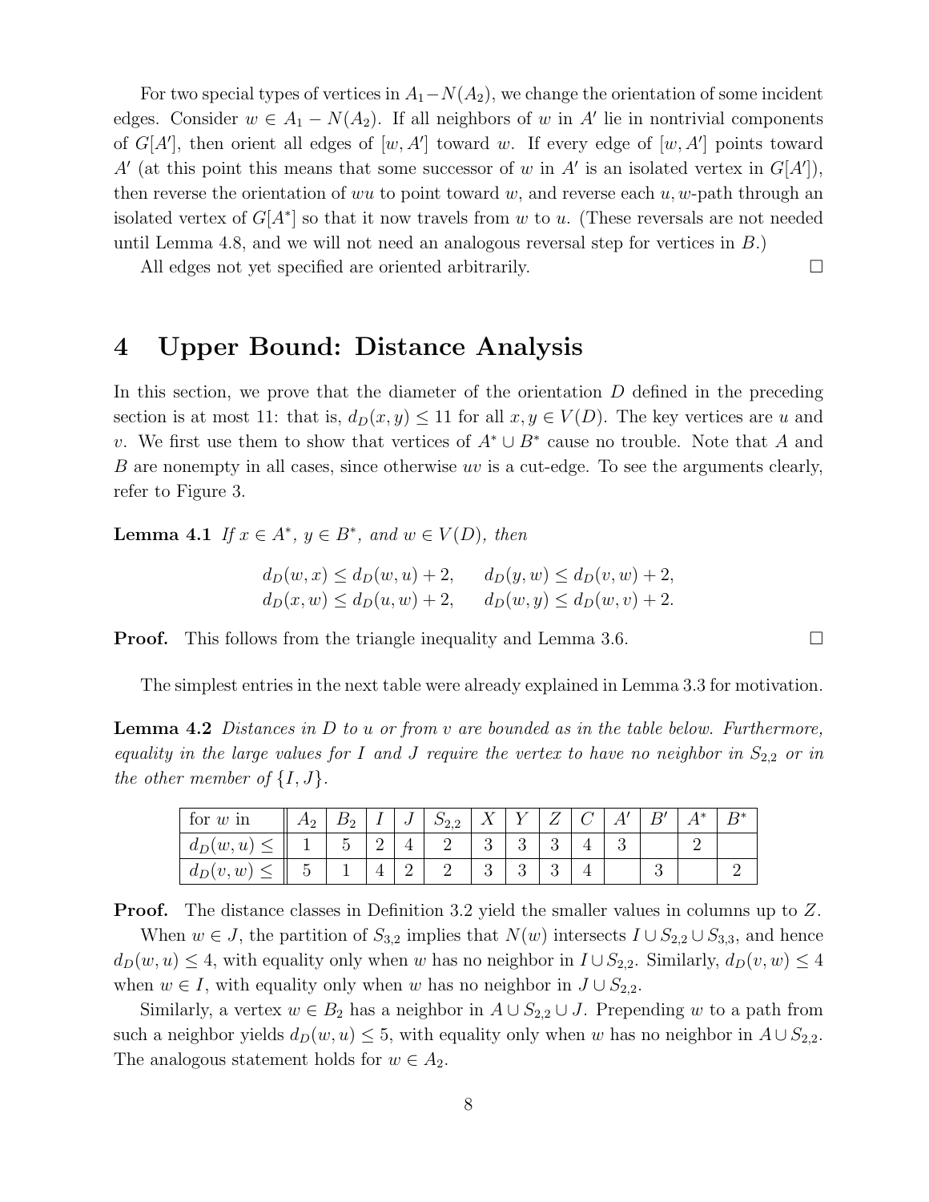For two special types of vertices in $A_1 - N(A_2)$, we change the orientation of some incident edges. Consider $w \in A_1 - N(A_2)$. If all neighbors of $w$ in $A'$ lie in nontrivial components of $G[A']$, then orient all edges of $[w, A']$ toward $w$. If every edge of $[w, A']$ points toward $A'$ (at this point this means that some successor of $w$ in $A'$ is an isolated vertex in $G[A']$), then reverse the orientation of $wu$ to point toward $w$, and reverse each $u, w$-path through an isolated vertex of $G[A^*]$ so that it now travels from $w$ to $u$. (These reversals are not needed until Lemma 4.8, and we will not need an analogous reversal step for vertices in $B$.)

All edges not yet specified are oriented arbitrarily. □

# 4 Upper Bound: Distance Analysis

In this section, we prove that the diameter of the orientation $D$ defined in the preceding section is at most 11: that is, $d_D(x, y) \leq 11$ for all $x, y \in V(D)$. The key vertices are $u$ and $v$. We first use them to show that vertices of $A^* \cup B^*$ cause no trouble. Note that $A$ and $B$ are nonempty in all cases, since otherwise $uv$ is a cut-edge. To see the arguments clearly, refer to Figure 3.

**Lemma 4.1** *If $x \in A^*$, $y \in B^*$, and $w \in V(D)$, then*

$$d_D(w, x) \leq d_D(w, u) + 2, \qquad d_D(y, w) \leq d_D(v, w) + 2,$$
$$d_D(x, w) \leq d_D(u, w) + 2, \qquad d_D(w, y) \leq d_D(w, v) + 2.$$

**Proof.** This follows from the triangle inequality and Lemma 3.6. □

The simplest entries in the next table were already explained in Lemma 3.3 for motivation.

**Lemma 4.2** *Distances in $D$ to $u$ or from $v$ are bounded as in the table below. Furthermore, equality in the large values for $I$ and $J$ require the vertex to have no neighbor in $S_{2,2}$ or in the other member of $\{I, J\}$.*

| for $w$ in | $A_2$ | $B_2$ | $I$ | $J$ | $S_{2,2}$ | $X$ | $Y$ | $Z$ | $C$ | $A'$ | $B'$ | $A^*$ | $B^*$ |
|---|---|---|---|---|---|---|---|---|---|---|---|---|---|
| $d_D(w, u) \leq$ | 1 | 5 | 2 | 4 | 2 | 3 | 3 | 3 | 4 | 3 | | 2 | |
| $d_D(v, w) \leq$ | 5 | 1 | 4 | 2 | 2 | 3 | 3 | 3 | 4 | | 3 | | 2 |

**Proof.** The distance classes in Definition 3.2 yield the smaller values in columns up to $Z$.

When $w \in J$, the partition of $S_{3,2}$ implies that $N(w)$ intersects $I \cup S_{2,2} \cup S_{3,3}$, and hence $d_D(w, u) \leq 4$, with equality only when $w$ has no neighbor in $I \cup S_{2,2}$. Similarly, $d_D(v, w) \leq 4$ when $w \in I$, with equality only when $w$ has no neighbor in $J \cup S_{2,2}$.

Similarly, a vertex $w \in B_2$ has a neighbor in $A \cup S_{2,2} \cup J$. Prepending $w$ to a path from such a neighbor yields $d_D(w, u) \leq 5$, with equality only when $w$ has no neighbor in $A \cup S_{2,2}$. The analogous statement holds for $w \in A_2$.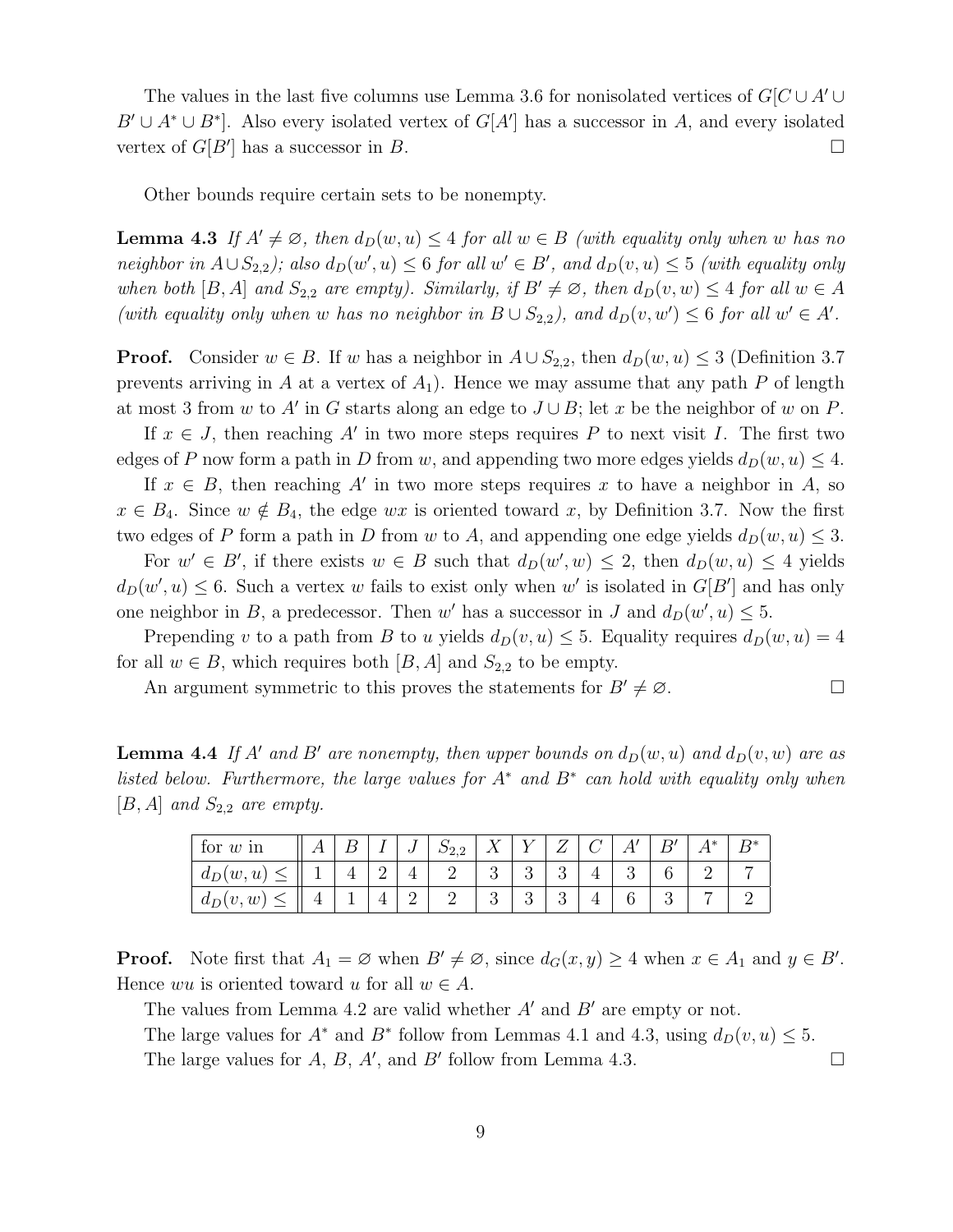The values in the last five columns use Lemma 3.6 for nonisolated vertices of $G[C \cup A' \cup B' \cup A^* \cup B^*]$. Also every isolated vertex of $G[A']$ has a successor in $A$, and every isolated vertex of $G[B']$ has a successor in $B$. $\square$

Other bounds require certain sets to be nonempty.

**Lemma 4.3** *If $A' \neq \varnothing$, then $d_D(w,u) \leq 4$ for all $w \in B$ (with equality only when $w$ has no neighbor in $A \cup S_{2,2}$); also $d_D(w',u) \leq 6$ for all $w' \in B'$, and $d_D(v,u) \leq 5$ (with equality only when both $[B,A]$ and $S_{2,2}$ are empty). Similarly, if $B' \neq \varnothing$, then $d_D(v,w) \leq 4$ for all $w \in A$ (with equality only when $w$ has no neighbor in $B \cup S_{2,2}$), and $d_D(v,w') \leq 6$ for all $w' \in A'$.*

**Proof.** Consider $w \in B$. If $w$ has a neighbor in $A \cup S_{2,2}$, then $d_D(w,u) \leq 3$ (Definition 3.7 prevents arriving in $A$ at a vertex of $A_1$). Hence we may assume that any path $P$ of length at most 3 from $w$ to $A'$ in $G$ starts along an edge to $J \cup B$; let $x$ be the neighbor of $w$ on $P$.

If $x \in J$, then reaching $A'$ in two more steps requires $P$ to next visit $I$. The first two edges of $P$ now form a path in $D$ from $w$, and appending two more edges yields $d_D(w,u) \leq 4$.

If $x \in B$, then reaching $A'$ in two more steps requires $x$ to have a neighbor in $A$, so $x \in B_4$. Since $w \notin B_4$, the edge $wx$ is oriented toward $x$, by Definition 3.7. Now the first two edges of $P$ form a path in $D$ from $w$ to $A$, and appending one edge yields $d_D(w,u) \leq 3$.

For $w' \in B'$, if there exists $w \in B$ such that $d_D(w',w) \leq 2$, then $d_D(w,u) \leq 4$ yields $d_D(w',u) \leq 6$. Such a vertex $w$ fails to exist only when $w'$ is isolated in $G[B']$ and has only one neighbor in $B$, a predecessor. Then $w'$ has a successor in $J$ and $d_D(w',u) \leq 5$.

Prepending $v$ to a path from $B$ to $u$ yields $d_D(v,u) \leq 5$. Equality requires $d_D(w,u) = 4$ for all $w \in B$, which requires both $[B,A]$ and $S_{2,2}$ to be empty.

An argument symmetric to this proves the statements for $B' \neq \varnothing$. $\square$

**Lemma 4.4** *If $A'$ and $B'$ are nonempty, then upper bounds on $d_D(w,u)$ and $d_D(v,w)$ are as listed below. Furthermore, the large values for $A^*$ and $B^*$ can hold with equality only when $[B,A]$ and $S_{2,2}$ are empty.*

| for $w$ in | $A$ | $B$ | $I$ | $J$ | $S_{2,2}$ | $X$ | $Y$ | $Z$ | $C$ | $A'$ | $B'$ | $A^*$ | $B^*$ |
|---|---|---|---|---|---|---|---|---|---|---|---|---|---|
| $d_D(w,u) \leq$ | 1 | 4 | 2 | 4 | 2 | 3 | 3 | 3 | 4 | 3 | 6 | 2 | 7 |
| $d_D(v,w) \leq$ | 4 | 1 | 4 | 2 | 2 | 3 | 3 | 3 | 4 | 6 | 3 | 7 | 2 |

**Proof.** Note first that $A_1 = \varnothing$ when $B' \neq \varnothing$, since $d_G(x,y) \geq 4$ when $x \in A_1$ and $y \in B'$. Hence $wu$ is oriented toward $u$ for all $w \in A$.

The values from Lemma 4.2 are valid whether $A'$ and $B'$ are empty or not.

The large values for $A^*$ and $B^*$ follow from Lemmas 4.1 and 4.3, using $d_D(v,u) \leq 5$.

The large values for $A$, $B$, $A'$, and $B'$ follow from Lemma 4.3. $\square$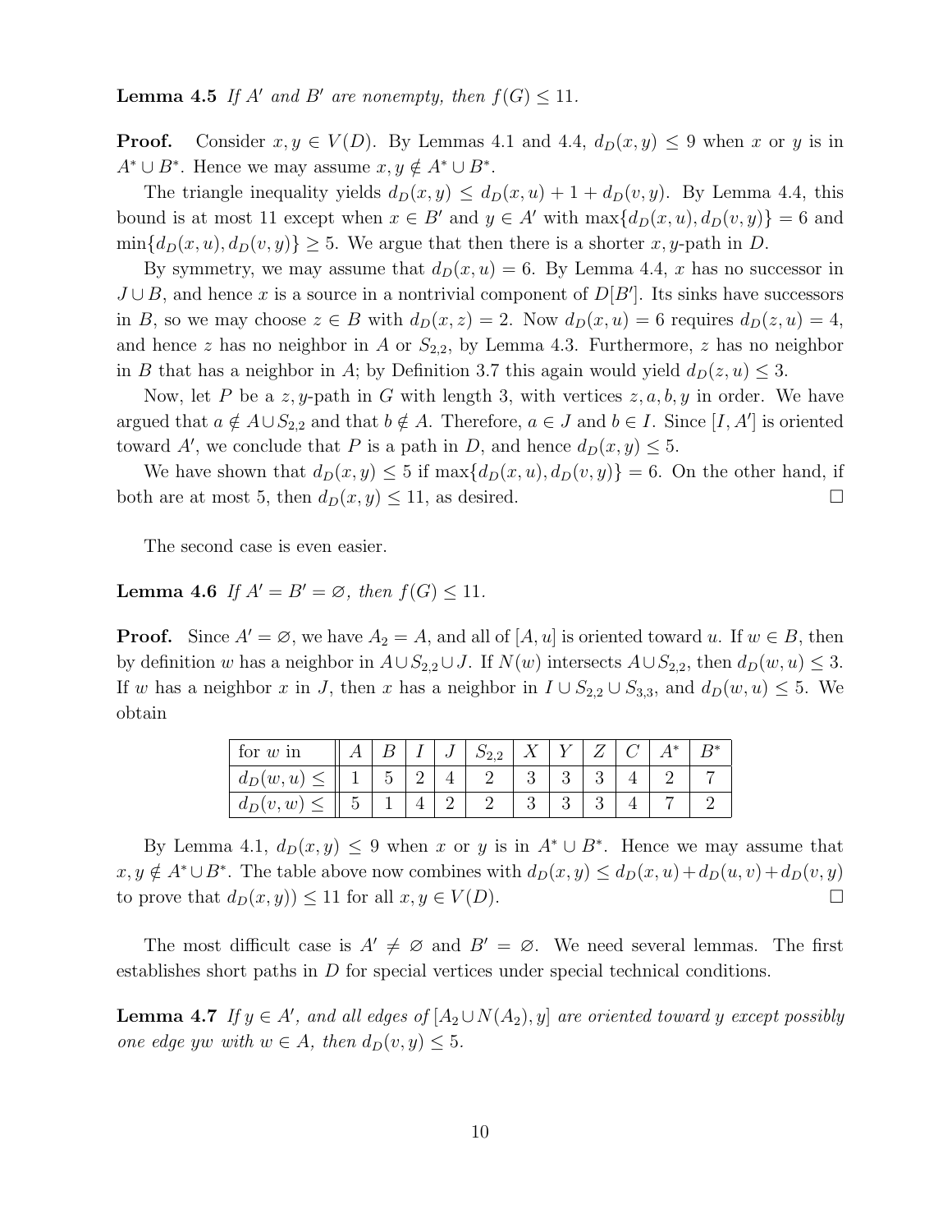**Lemma 4.5** *If $A'$ and $B'$ are nonempty, then $f(G) \le 11$.*

**Proof.** Consider $x, y \in V(D)$. By Lemmas 4.1 and 4.4, $d_D(x, y) \le 9$ when $x$ or $y$ is in $A^* \cup B^*$. Hence we may assume $x, y \notin A^* \cup B^*$.

The triangle inequality yields $d_D(x, y) \le d_D(x, u) + 1 + d_D(v, y)$. By Lemma 4.4, this bound is at most 11 except when $x \in B'$ and $y \in A'$ with $\max\{d_D(x, u), d_D(v, y)\} = 6$ and $\min\{d_D(x, u), d_D(v, y)\} \ge 5$. We argue that then there is a shorter $x, y$-path in $D$.

By symmetry, we may assume that $d_D(x, u) = 6$. By Lemma 4.4, $x$ has no successor in $J \cup B$, and hence $x$ is a source in a nontrivial component of $D[B']$. Its sinks have successors in $B$, so we may choose $z \in B$ with $d_D(x, z) = 2$. Now $d_D(x, u) = 6$ requires $d_D(z, u) = 4$, and hence $z$ has no neighbor in $A$ or $S_{2,2}$, by Lemma 4.3. Furthermore, $z$ has no neighbor in $B$ that has a neighbor in $A$; by Definition 3.7 this again would yield $d_D(z, u) \le 3$.

Now, let $P$ be a $z, y$-path in $G$ with length 3, with vertices $z, a, b, y$ in order. We have argued that $a \notin A \cup S_{2,2}$ and that $b \notin A$. Therefore, $a \in J$ and $b \in I$. Since $[I, A']$ is oriented toward $A'$, we conclude that $P$ is a path in $D$, and hence $d_D(x, y) \le 5$.

We have shown that $d_D(x, y) \le 5$ if $\max\{d_D(x, u), d_D(v, y)\} = 6$. On the other hand, if both are at most 5, then $d_D(x, y) \le 11$, as desired. □

The second case is even easier.

**Lemma 4.6** *If $A' = B' = \varnothing$, then $f(G) \le 11$.*

**Proof.** Since $A' = \varnothing$, we have $A_2 = A$, and all of $[A, u]$ is oriented toward $u$. If $w \in B$, then by definition $w$ has a neighbor in $A \cup S_{2,2} \cup J$. If $N(w)$ intersects $A \cup S_{2,2}$, then $d_D(w, u) \le 3$. If $w$ has a neighbor $x$ in $J$, then $x$ has a neighbor in $I \cup S_{2,2} \cup S_{3,3}$, and $d_D(w, u) \le 5$. We obtain

| for $w$ in | $A$ | $B$ | $I$ | $J$ | $S_{2,2}$ | $X$ | $Y$ | $Z$ | $C$ | $A^*$ | $B^*$ |
|---|---|---|---|---|---|---|---|---|---|---|---|
| $d_D(w, u) \le$ | 1 | 5 | 2 | 4 | 2 | 3 | 3 | 3 | 4 | 2 | 7 |
| $d_D(v, w) \le$ | 5 | 1 | 4 | 2 | 2 | 3 | 3 | 3 | 4 | 7 | 2 |

By Lemma 4.1, $d_D(x, y) \le 9$ when $x$ or $y$ is in $A^* \cup B^*$. Hence we may assume that $x, y \notin A^* \cup B^*$. The table above now combines with $d_D(x, y) \le d_D(x, u) + d_D(u, v) + d_D(v, y)$ to prove that $d_D(x, y)) \le 11$ for all $x, y \in V(D)$. □

The most difficult case is $A' \ne \varnothing$ and $B' = \varnothing$. We need several lemmas. The first establishes short paths in $D$ for special vertices under special technical conditions.

**Lemma 4.7** *If $y \in A'$, and all edges of $[A_2 \cup N(A_2), y]$ are oriented toward $y$ except possibly one edge $yw$ with $w \in A$, then $d_D(v, y) \le 5$.*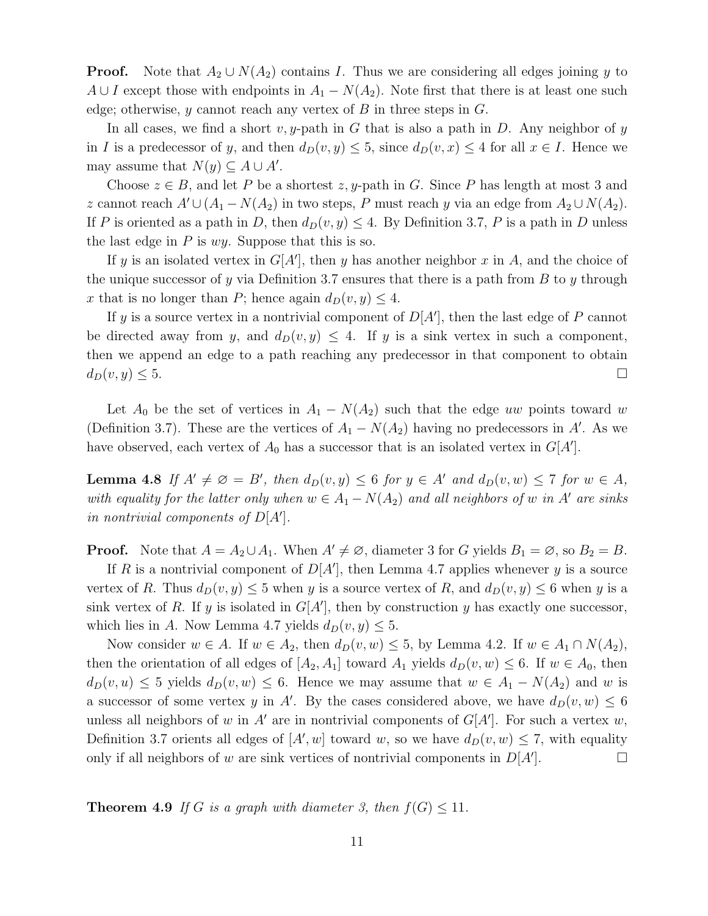**Proof.** Note that $A_2 \cup N(A_2)$ contains $I$. Thus we are considering all edges joining $y$ to $A \cup I$ except those with endpoints in $A_1 - N(A_2)$. Note first that there is at least one such edge; otherwise, $y$ cannot reach any vertex of $B$ in three steps in $G$.

In all cases, we find a short $v, y$-path in $G$ that is also a path in $D$. Any neighbor of $y$ in $I$ is a predecessor of $y$, and then $d_D(v, y) \leq 5$, since $d_D(v, x) \leq 4$ for all $x \in I$. Hence we may assume that $N(y) \subseteq A \cup A'$.

Choose $z \in B$, and let $P$ be a shortest $z, y$-path in $G$. Since $P$ has length at most 3 and $z$ cannot reach $A' \cup (A_1 - N(A_2))$ in two steps, $P$ must reach $y$ via an edge from $A_2 \cup N(A_2)$. If $P$ is oriented as a path in $D$, then $d_D(v, y) \leq 4$. By Definition 3.7, $P$ is a path in $D$ unless the last edge in $P$ is $wy$. Suppose that this is so.

If $y$ is an isolated vertex in $G[A']$, then $y$ has another neighbor $x$ in $A$, and the choice of the unique successor of $y$ via Definition 3.7 ensures that there is a path from $B$ to $y$ through $x$ that is no longer than $P$; hence again $d_D(v, y) \leq 4$.

If $y$ is a source vertex in a nontrivial component of $D[A']$, then the last edge of $P$ cannot be directed away from $y$, and $d_D(v, y) \leq 4$. If $y$ is a sink vertex in such a component, then we append an edge to a path reaching any predecessor in that component to obtain $d_D(v, y) \leq 5$. □

Let $A_0$ be the set of vertices in $A_1 - N(A_2)$ such that the edge $uw$ points toward $w$ (Definition 3.7). These are the vertices of $A_1 - N(A_2)$ having no predecessors in $A'$. As we have observed, each vertex of $A_0$ has a successor that is an isolated vertex in $G[A']$.

**Lemma 4.8** *If $A' \neq \varnothing = B'$, then $d_D(v, y) \leq 6$ for $y \in A'$ and $d_D(v, w) \leq 7$ for $w \in A$, with equality for the latter only when $w \in A_1 - N(A_2)$ and all neighbors of $w$ in $A'$ are sinks in nontrivial components of $D[A']$.*

**Proof.** Note that $A = A_2 \cup A_1$. When $A' \neq \varnothing$, diameter 3 for $G$ yields $B_1 = \varnothing$, so $B_2 = B$.

If $R$ is a nontrivial component of $D[A']$, then Lemma 4.7 applies whenever $y$ is a source vertex of $R$. Thus $d_D(v, y) \leq 5$ when $y$ is a source vertex of $R$, and $d_D(v, y) \leq 6$ when $y$ is a sink vertex of $R$. If $y$ is isolated in $G[A']$, then by construction $y$ has exactly one successor, which lies in $A$. Now Lemma 4.7 yields $d_D(v, y) \leq 5$.

Now consider $w \in A$. If $w \in A_2$, then $d_D(v, w) \leq 5$, by Lemma 4.2. If $w \in A_1 \cap N(A_2)$, then the orientation of all edges of $[A_2, A_1]$ toward $A_1$ yields $d_D(v, w) \leq 6$. If $w \in A_0$, then $d_D(v, u) \leq 5$ yields $d_D(v, w) \leq 6$. Hence we may assume that $w \in A_1 - N(A_2)$ and $w$ is a successor of some vertex $y$ in $A'$. By the cases considered above, we have $d_D(v, w) \leq 6$ unless all neighbors of $w$ in $A'$ are in nontrivial components of $G[A']$. For such a vertex $w$, Definition 3.7 orients all edges of $[A', w]$ toward $w$, so we have $d_D(v, w) \leq 7$, with equality only if all neighbors of $w$ are sink vertices of nontrivial components in $D[A']$. □

**Theorem 4.9** *If $G$ is a graph with diameter 3, then $f(G) \leq 11$.*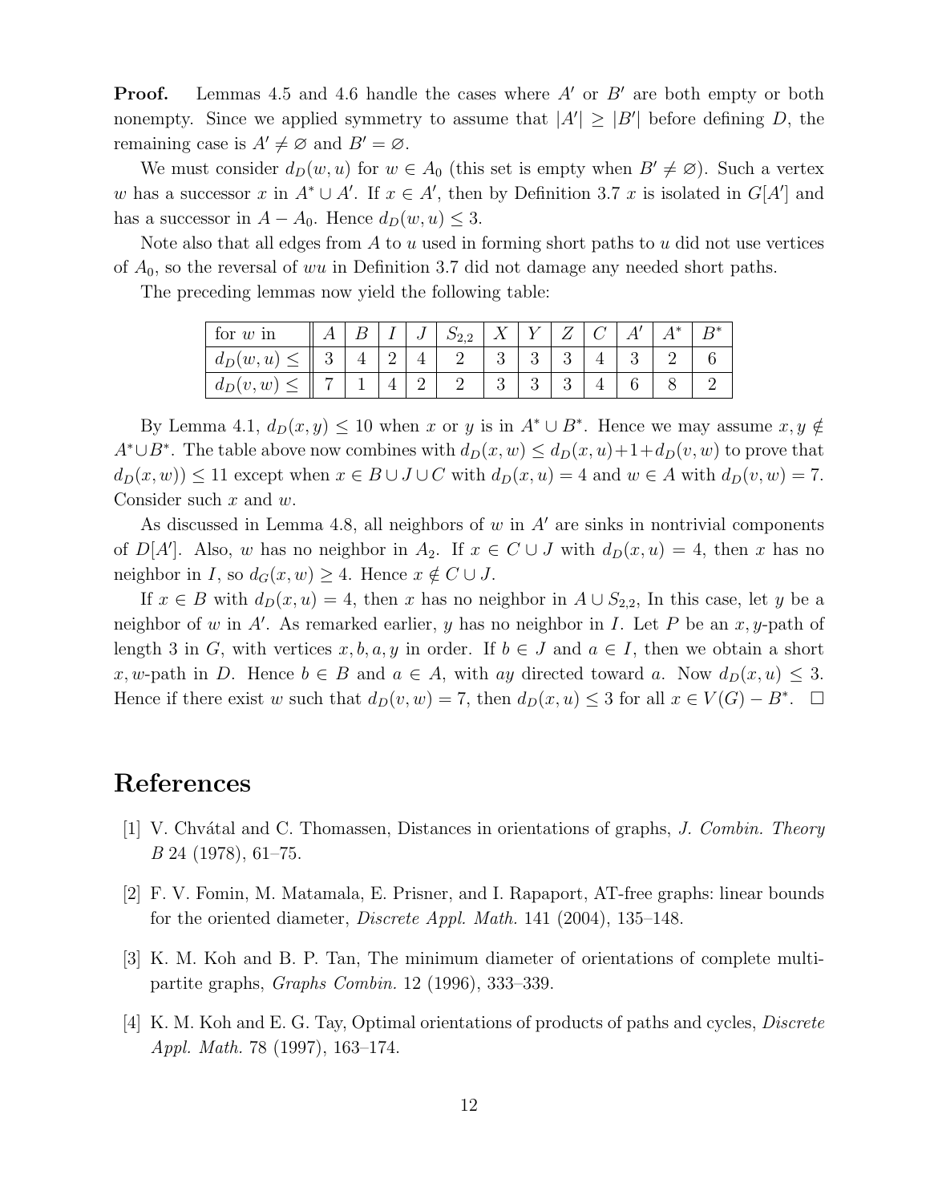**Proof.** Lemmas 4.5 and 4.6 handle the cases where $A'$ or $B'$ are both empty or both nonempty. Since we applied symmetry to assume that $|A'| \geq |B'|$ before defining $D$, the remaining case is $A' \neq \varnothing$ and $B' = \varnothing$.

We must consider $d_D(w, u)$ for $w \in A_0$ (this set is empty when $B' \neq \varnothing$). Such a vertex $w$ has a successor $x$ in $A^* \cup A'$. If $x \in A'$, then by Definition 3.7 $x$ is isolated in $G[A']$ and has a successor in $A - A_0$. Hence $d_D(w, u) \leq 3$.

Note also that all edges from $A$ to $u$ used in forming short paths to $u$ did not use vertices of $A_0$, so the reversal of $wu$ in Definition 3.7 did not damage any needed short paths.

The preceding lemmas now yield the following table:

| for $w$ in | $A$ | $B$ | $I$ | $J$ | $S_{2,2}$ | $X$ | $Y$ | $Z$ | $C$ | $A'$ | $A^*$ | $B^*$ |
|---|---|---|---|---|---|---|---|---|---|---|---|---|
| $d_D(w, u) \leq$ | 3 | 4 | 2 | 4 | 2 | 3 | 3 | 3 | 4 | 3 | 2 | 6 |
| $d_D(v, w) \leq$ | 7 | 1 | 4 | 2 | 2 | 3 | 3 | 3 | 4 | 6 | 8 | 2 |

By Lemma 4.1, $d_D(x, y) \leq 10$ when $x$ or $y$ is in $A^* \cup B^*$. Hence we may assume $x, y \notin A^* \cup B^*$. The table above now combines with $d_D(x, w) \leq d_D(x, u) + 1 + d_D(v, w)$ to prove that $d_D(x, w)) \leq 11$ except when $x \in B \cup J \cup C$ with $d_D(x, u) = 4$ and $w \in A$ with $d_D(v, w) = 7$. Consider such $x$ and $w$.

As discussed in Lemma 4.8, all neighbors of $w$ in $A'$ are sinks in nontrivial components of $D[A']$. Also, $w$ has no neighbor in $A_2$. If $x \in C \cup J$ with $d_D(x, u) = 4$, then $x$ has no neighbor in $I$, so $d_G(x, w) \geq 4$. Hence $x \notin C \cup J$.

If $x \in B$ with $d_D(x, u) = 4$, then $x$ has no neighbor in $A \cup S_{2,2}$, In this case, let $y$ be a neighbor of $w$ in $A'$. As remarked earlier, $y$ has no neighbor in $I$. Let $P$ be an $x, y$-path of length 3 in $G$, with vertices $x, b, a, y$ in order. If $b \in J$ and $a \in I$, then we obtain a short $x, w$-path in $D$. Hence $b \in B$ and $a \in A$, with $ay$ directed toward $a$. Now $d_D(x, u) \leq 3$. Hence if there exist $w$ such that $d_D(v, w) = 7$, then $d_D(x, u) \leq 3$ for all $x \in V(G) - B^*$. $\square$

# References

[1] V. Chvátal and C. Thomassen, Distances in orientations of graphs, *J. Combin. Theory B* 24 (1978), 61–75.

[2] F. V. Fomin, M. Matamala, E. Prisner, and I. Rapaport, AT-free graphs: linear bounds for the oriented diameter, *Discrete Appl. Math.* 141 (2004), 135–148.

[3] K. M. Koh and B. P. Tan, The minimum diameter of orientations of complete multipartite graphs, *Graphs Combin.* 12 (1996), 333–339.

[4] K. M. Koh and E. G. Tay, Optimal orientations of products of paths and cycles, *Discrete Appl. Math.* 78 (1997), 163–174.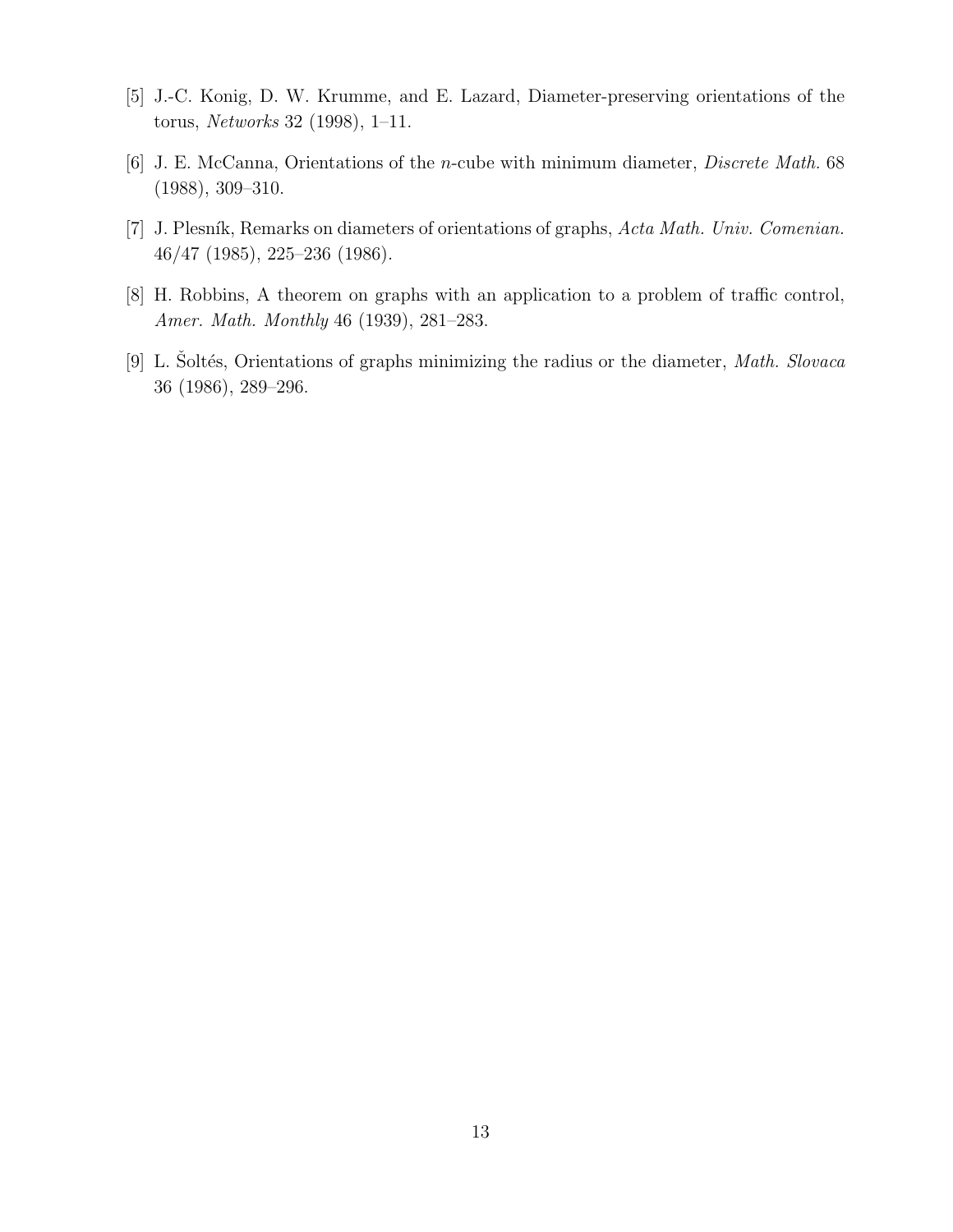[5] J.-C. Konig, D. W. Krumme, and E. Lazard, Diameter-preserving orientations of the torus, *Networks* 32 (1998), 1–11.

[6] J. E. McCanna, Orientations of the $n$-cube with minimum diameter, *Discrete Math.* 68 (1988), 309–310.

[7] J. Plesník, Remarks on diameters of orientations of graphs, *Acta Math. Univ. Comenian.* 46/47 (1985), 225–236 (1986).

[8] H. Robbins, A theorem on graphs with an application to a problem of traffic control, *Amer. Math. Monthly* 46 (1939), 281–283.

[9] L. Šoltés, Orientations of graphs minimizing the radius or the diameter, *Math. Slovaca* 36 (1986), 289–296.